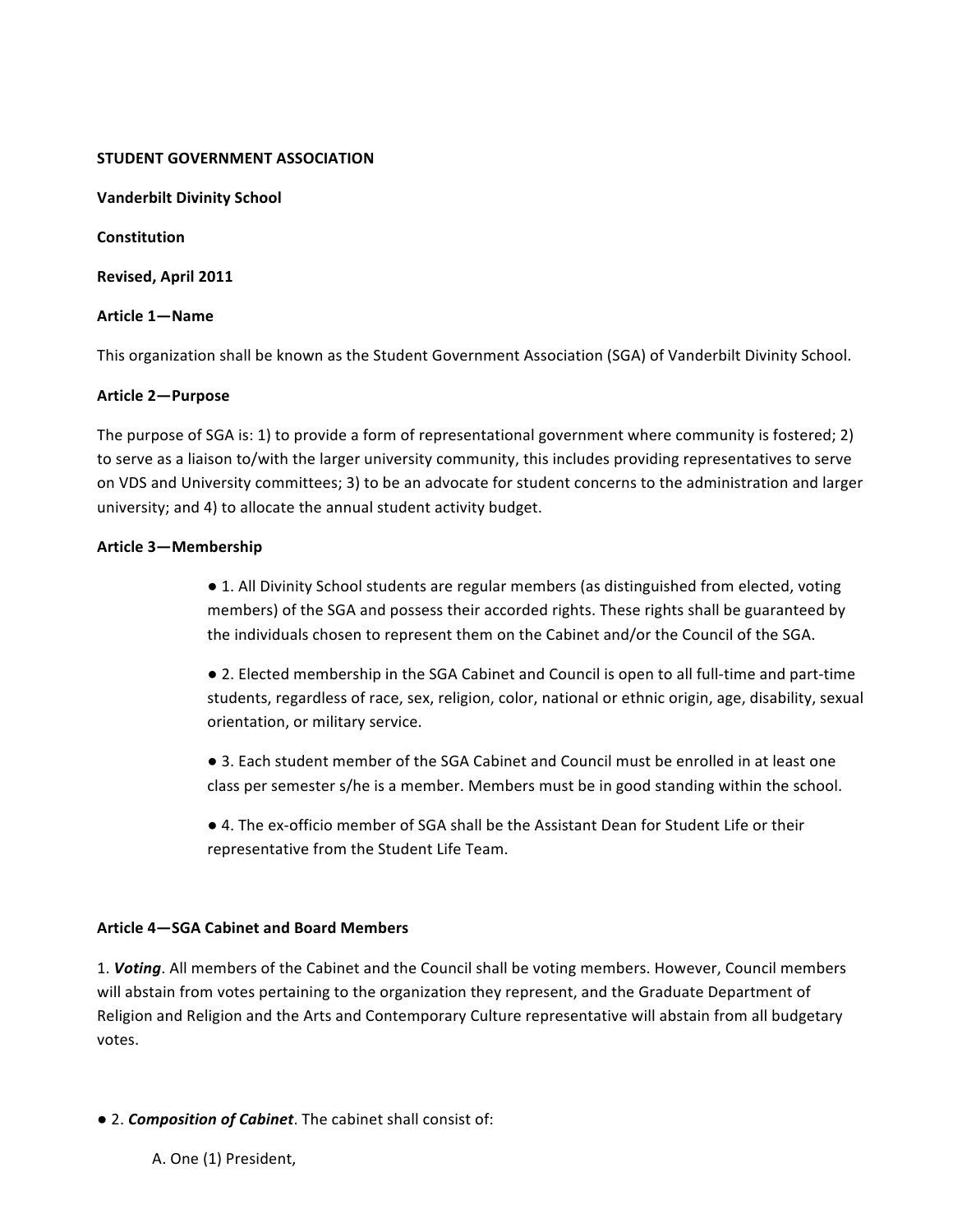**STUDENT GOVERNMENT ASSOCIATION**

**Vanderbilt Divinity School**

**Constitution**

**Revised, April 2011**

**Article 1—Name**

This organization shall be known as the Student Government Association (SGA) of Vanderbilt Divinity School.

**Article 2—Purpose**

The purpose of SGA is: 1) to provide a form of representational government where community is fostered; 2) to serve as a liaison to/with the larger university community, this includes providing representatives to serve on VDS and University committees; 3) to be an advocate for student concerns to the administration and larger university; and 4) to allocate the annual student activity budget.

**Article 3—Membership**

- 1. All Divinity School students are regular members (as distinguished from elected, voting members) of the SGA and possess their accorded rights. These rights shall be guaranteed by the individuals chosen to represent them on the Cabinet and/or the Council of the SGA.

- 2. Elected membership in the SGA Cabinet and Council is open to all full-time and part-time students, regardless of race, sex, religion, color, national or ethnic origin, age, disability, sexual orientation, or military service.

- 3. Each student member of the SGA Cabinet and Council must be enrolled in at least one class per semester s/he is a member. Members must be in good standing within the school.

- 4. The ex-officio member of SGA shall be the Assistant Dean for Student Life or their representative from the Student Life Team.

**Article 4—SGA Cabinet and Board Members**

1. ***Voting***. All members of the Cabinet and the Council shall be voting members. However, Council members will abstain from votes pertaining to the organization they represent, and the Graduate Department of Religion and Religion and the Arts and Contemporary Culture representative will abstain from all budgetary votes.

- 2. ***Composition of Cabinet***. The cabinet shall consist of:

  A. One (1) President,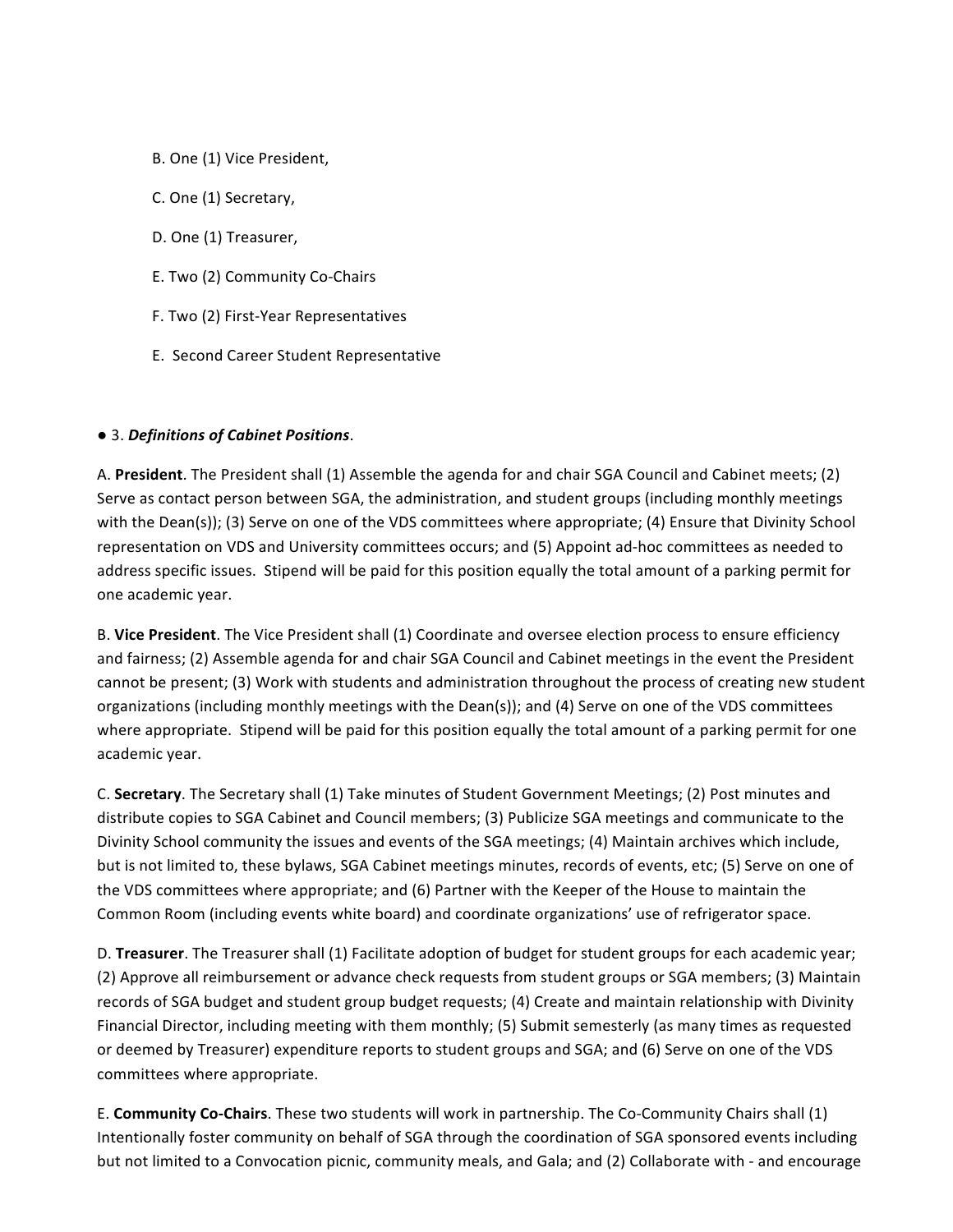B. One (1) Vice President,

C. One (1) Secretary,

D. One (1) Treasurer,

E. Two (2) Community Co-Chairs

F. Two (2) First-Year Representatives

E. Second Career Student Representative

● 3. ***Definitions of Cabinet Positions***.

A. **President**. The President shall (1) Assemble the agenda for and chair SGA Council and Cabinet meets; (2) Serve as contact person between SGA, the administration, and student groups (including monthly meetings with the Dean(s)); (3) Serve on one of the VDS committees where appropriate; (4) Ensure that Divinity School representation on VDS and University committees occurs; and (5) Appoint ad-hoc committees as needed to address specific issues. Stipend will be paid for this position equally the total amount of a parking permit for one academic year.

B. **Vice President**. The Vice President shall (1) Coordinate and oversee election process to ensure efficiency and fairness; (2) Assemble agenda for and chair SGA Council and Cabinet meetings in the event the President cannot be present; (3) Work with students and administration throughout the process of creating new student organizations (including monthly meetings with the Dean(s)); and (4) Serve on one of the VDS committees where appropriate. Stipend will be paid for this position equally the total amount of a parking permit for one academic year.

C. **Secretary**. The Secretary shall (1) Take minutes of Student Government Meetings; (2) Post minutes and distribute copies to SGA Cabinet and Council members; (3) Publicize SGA meetings and communicate to the Divinity School community the issues and events of the SGA meetings; (4) Maintain archives which include, but is not limited to, these bylaws, SGA Cabinet meetings minutes, records of events, etc; (5) Serve on one of the VDS committees where appropriate; and (6) Partner with the Keeper of the House to maintain the Common Room (including events white board) and coordinate organizations' use of refrigerator space.

D. **Treasurer**. The Treasurer shall (1) Facilitate adoption of budget for student groups for each academic year; (2) Approve all reimbursement or advance check requests from student groups or SGA members; (3) Maintain records of SGA budget and student group budget requests; (4) Create and maintain relationship with Divinity Financial Director, including meeting with them monthly; (5) Submit semesterly (as many times as requested or deemed by Treasurer) expenditure reports to student groups and SGA; and (6) Serve on one of the VDS committees where appropriate.

E. **Community Co-Chairs**. These two students will work in partnership. The Co-Community Chairs shall (1) Intentionally foster community on behalf of SGA through the coordination of SGA sponsored events including but not limited to a Convocation picnic, community meals, and Gala; and (2) Collaborate with - and encourage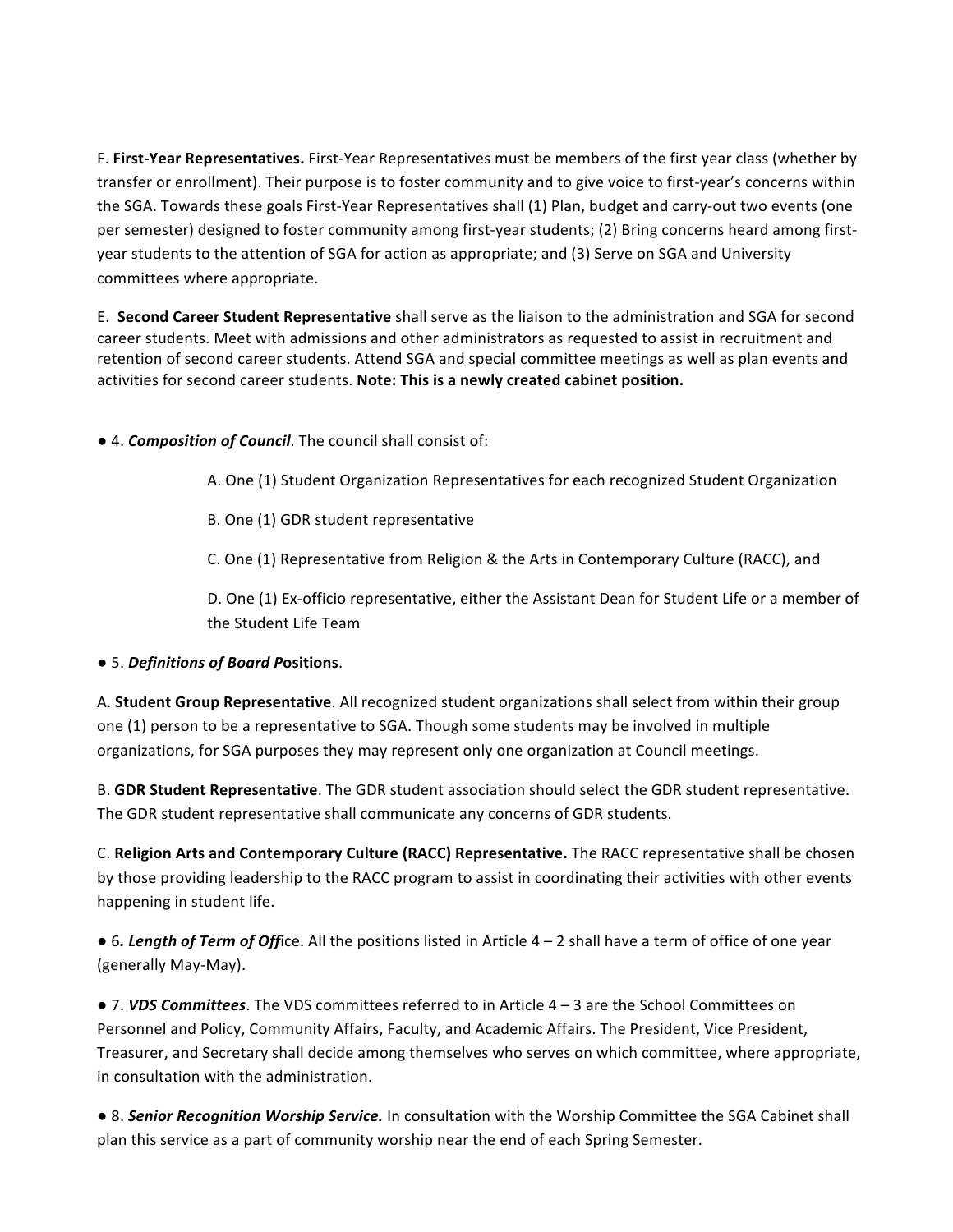F. **First-Year Representatives.** First-Year Representatives must be members of the first year class (whether by transfer or enrollment). Their purpose is to foster community and to give voice to first-year's concerns within the SGA. Towards these goals First-Year Representatives shall (1) Plan, budget and carry-out two events (one per semester) designed to foster community among first-year students; (2) Bring concerns heard among first-year students to the attention of SGA for action as appropriate; and (3) Serve on SGA and University committees where appropriate.

E. **Second Career Student Representative** shall serve as the liaison to the administration and SGA for second career students. Meet with admissions and other administrators as requested to assist in recruitment and retention of second career students. Attend SGA and special committee meetings as well as plan events and activities for second career students. **Note: This is a newly created cabinet position.**

● 4. ***Composition of Council***. The council shall consist of:

A. One (1) Student Organization Representatives for each recognized Student Organization

B. One (1) GDR student representative

C. One (1) Representative from Religion & the Arts in Contemporary Culture (RACC), and

D. One (1) Ex-officio representative, either the Assistant Dean for Student Life or a member of the Student Life Team

● 5. ***Definitions of Board P*****ositions**.

A. **Student Group Representative**. All recognized student organizations shall select from within their group one (1) person to be a representative to SGA. Though some students may be involved in multiple organizations, for SGA purposes they may represent only one organization at Council meetings.

B. **GDR Student Representative**. The GDR student association should select the GDR student representative. The GDR student representative shall communicate any concerns of GDR students.

C. **Religion Arts and Contemporary Culture (RACC) Representative.** The RACC representative shall be chosen by those providing leadership to the RACC program to assist in coordinating their activities with other events happening in student life.

● 6***. Length of Term of Off***ice. All the positions listed in Article 4 – 2 shall have a term of office of one year (generally May-May).

● 7. ***VDS Committees***. The VDS committees referred to in Article 4 – 3 are the School Committees on Personnel and Policy, Community Affairs, Faculty, and Academic Affairs. The President, Vice President, Treasurer, and Secretary shall decide among themselves who serves on which committee, where appropriate, in consultation with the administration.

● 8. ***Senior Recognition Worship Service.*** In consultation with the Worship Committee the SGA Cabinet shall plan this service as a part of community worship near the end of each Spring Semester.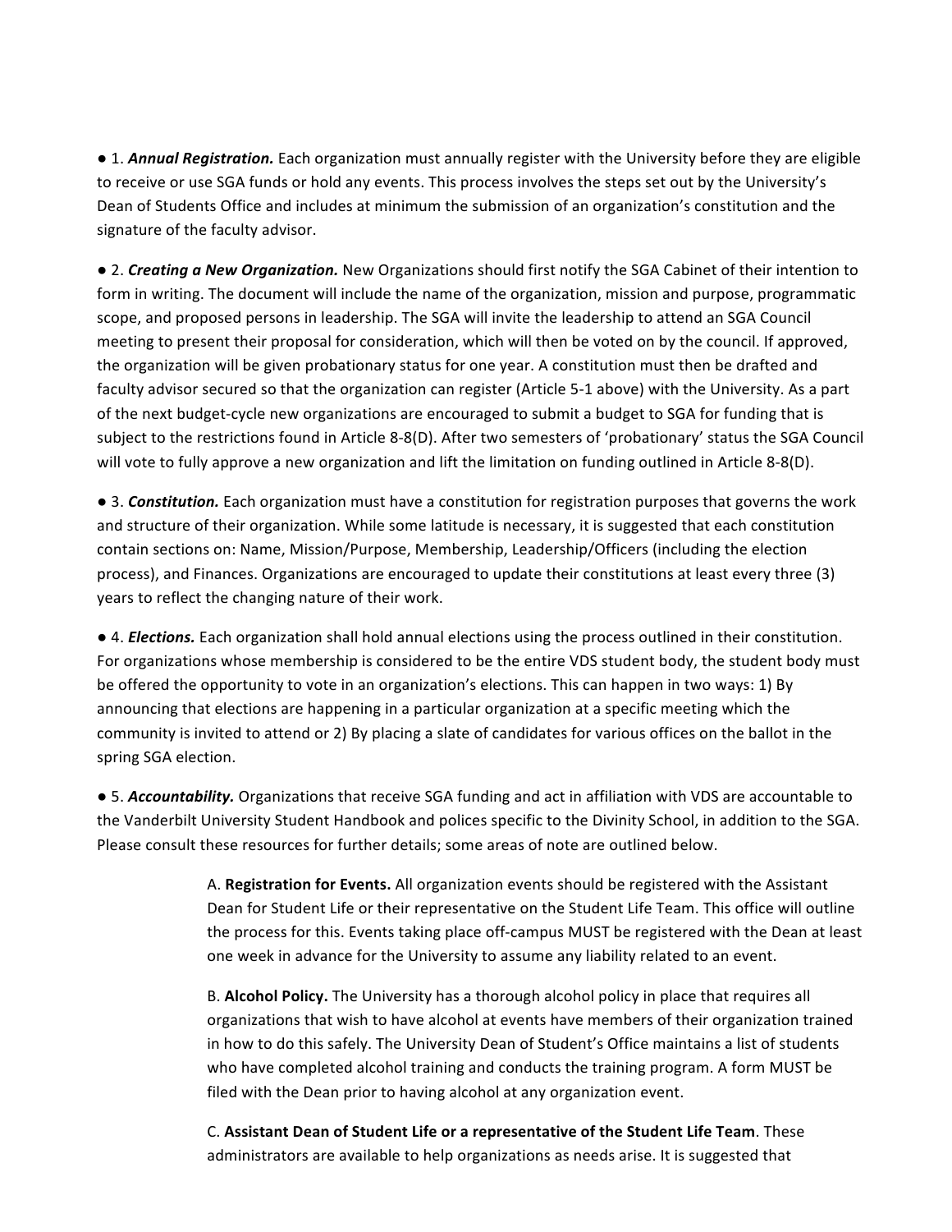● 1. ***Annual Registration.*** Each organization must annually register with the University before they are eligible to receive or use SGA funds or hold any events. This process involves the steps set out by the University's Dean of Students Office and includes at minimum the submission of an organization's constitution and the signature of the faculty advisor.

● 2. ***Creating a New Organization.*** New Organizations should first notify the SGA Cabinet of their intention to form in writing. The document will include the name of the organization, mission and purpose, programmatic scope, and proposed persons in leadership. The SGA will invite the leadership to attend an SGA Council meeting to present their proposal for consideration, which will then be voted on by the council. If approved, the organization will be given probationary status for one year. A constitution must then be drafted and faculty advisor secured so that the organization can register (Article 5-1 above) with the University. As a part of the next budget-cycle new organizations are encouraged to submit a budget to SGA for funding that is subject to the restrictions found in Article 8-8(D). After two semesters of 'probationary' status the SGA Council will vote to fully approve a new organization and lift the limitation on funding outlined in Article 8-8(D).

● 3. ***Constitution.*** Each organization must have a constitution for registration purposes that governs the work and structure of their organization. While some latitude is necessary, it is suggested that each constitution contain sections on: Name, Mission/Purpose, Membership, Leadership/Officers (including the election process), and Finances. Organizations are encouraged to update their constitutions at least every three (3) years to reflect the changing nature of their work.

● 4. ***Elections.*** Each organization shall hold annual elections using the process outlined in their constitution. For organizations whose membership is considered to be the entire VDS student body, the student body must be offered the opportunity to vote in an organization's elections. This can happen in two ways: 1) By announcing that elections are happening in a particular organization at a specific meeting which the community is invited to attend or 2) By placing a slate of candidates for various offices on the ballot in the spring SGA election.

● 5. ***Accountability.*** Organizations that receive SGA funding and act in affiliation with VDS are accountable to the Vanderbilt University Student Handbook and polices specific to the Divinity School, in addition to the SGA. Please consult these resources for further details; some areas of note are outlined below.

> A. **Registration for Events.** All organization events should be registered with the Assistant Dean for Student Life or their representative on the Student Life Team. This office will outline the process for this. Events taking place off-campus MUST be registered with the Dean at least one week in advance for the University to assume any liability related to an event.
>
> B. **Alcohol Policy.** The University has a thorough alcohol policy in place that requires all organizations that wish to have alcohol at events have members of their organization trained in how to do this safely. The University Dean of Student's Office maintains a list of students who have completed alcohol training and conducts the training program. A form MUST be filed with the Dean prior to having alcohol at any organization event.
>
> C. **Assistant Dean of Student Life or a representative of the Student Life Team**. These administrators are available to help organizations as needs arise. It is suggested that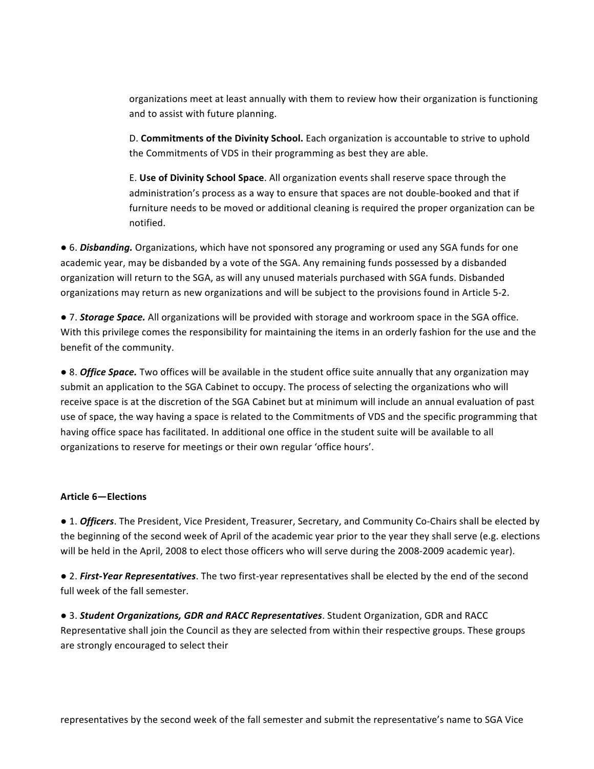organizations meet at least annually with them to review how their organization is functioning and to assist with future planning.

D. **Commitments of the Divinity School.** Each organization is accountable to strive to uphold the Commitments of VDS in their programming as best they are able.

E. **Use of Divinity School Space**. All organization events shall reserve space through the administration's process as a way to ensure that spaces are not double-booked and that if furniture needs to be moved or additional cleaning is required the proper organization can be notified.

● 6. ***Disbanding.*** Organizations, which have not sponsored any programing or used any SGA funds for one academic year, may be disbanded by a vote of the SGA. Any remaining funds possessed by a disbanded organization will return to the SGA, as will any unused materials purchased with SGA funds. Disbanded organizations may return as new organizations and will be subject to the provisions found in Article 5-2.

● 7. ***Storage Space.*** All organizations will be provided with storage and workroom space in the SGA office. With this privilege comes the responsibility for maintaining the items in an orderly fashion for the use and the benefit of the community.

● 8. ***Office Space.*** Two offices will be available in the student office suite annually that any organization may submit an application to the SGA Cabinet to occupy. The process of selecting the organizations who will receive space is at the discretion of the SGA Cabinet but at minimum will include an annual evaluation of past use of space, the way having a space is related to the Commitments of VDS and the specific programming that having office space has facilitated. In additional one office in the student suite will be available to all organizations to reserve for meetings or their own regular 'office hours'.

**Article 6—Elections**

● 1. ***Officers***. The President, Vice President, Treasurer, Secretary, and Community Co-Chairs shall be elected by the beginning of the second week of April of the academic year prior to the year they shall serve (e.g. elections will be held in the April, 2008 to elect those officers who will serve during the 2008-2009 academic year).

● 2. ***First-Year Representatives***. The two first-year representatives shall be elected by the end of the second full week of the fall semester.

● 3. ***Student Organizations, GDR and RACC Representatives***. Student Organization, GDR and RACC Representative shall join the Council as they are selected from within their respective groups. These groups are strongly encouraged to select their

representatives by the second week of the fall semester and submit the representative's name to SGA Vice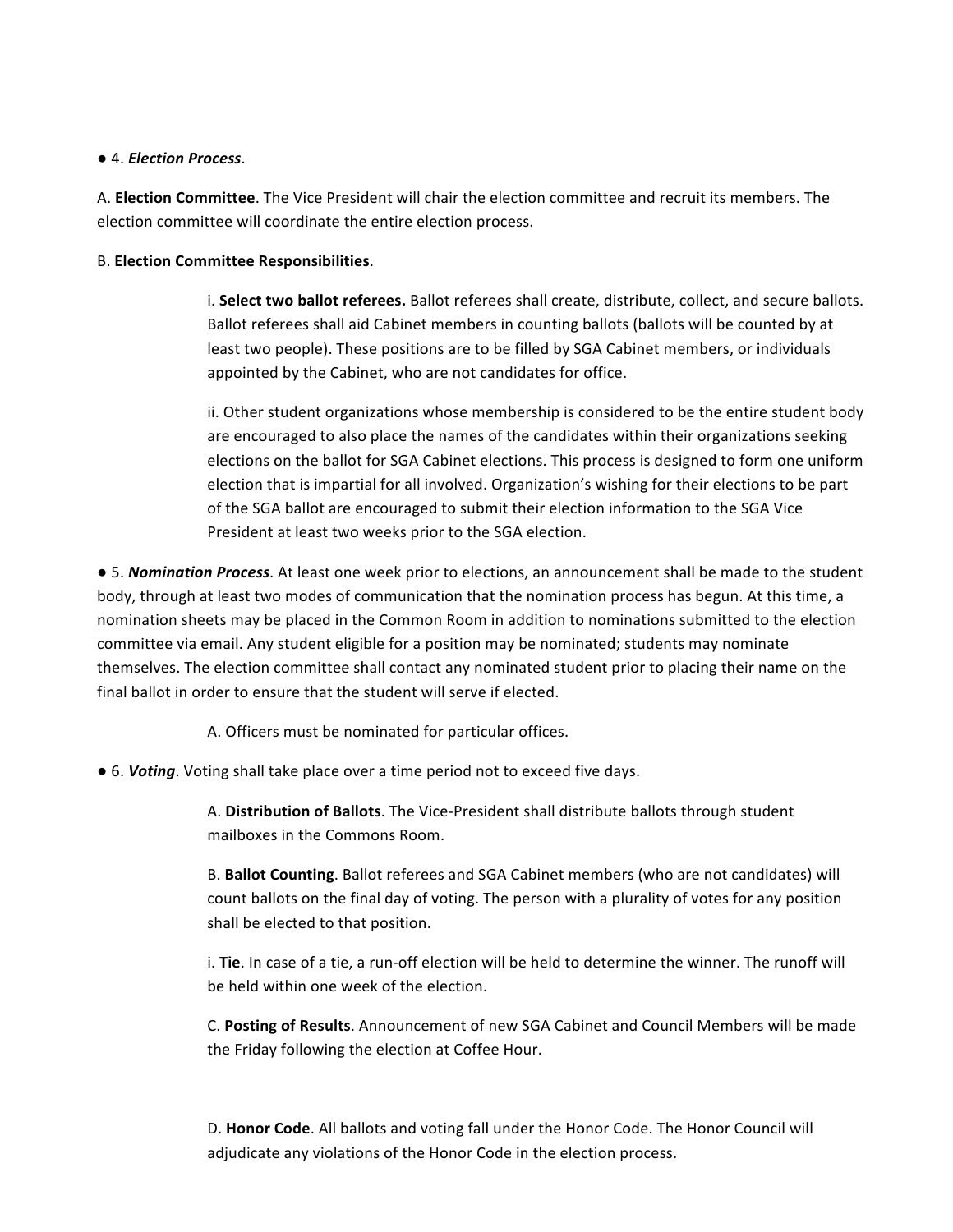● 4. ***Election Process***.

A. **Election Committee**. The Vice President will chair the election committee and recruit its members. The election committee will coordinate the entire election process.

B. **Election Committee Responsibilities**.

i. **Select two ballot referees.** Ballot referees shall create, distribute, collect, and secure ballots. Ballot referees shall aid Cabinet members in counting ballots (ballots will be counted by at least two people). These positions are to be filled by SGA Cabinet members, or individuals appointed by the Cabinet, who are not candidates for office.

ii. Other student organizations whose membership is considered to be the entire student body are encouraged to also place the names of the candidates within their organizations seeking elections on the ballot for SGA Cabinet elections. This process is designed to form one uniform election that is impartial for all involved. Organization's wishing for their elections to be part of the SGA ballot are encouraged to submit their election information to the SGA Vice President at least two weeks prior to the SGA election.

● 5. ***Nomination Process***. At least one week prior to elections, an announcement shall be made to the student body, through at least two modes of communication that the nomination process has begun. At this time, a nomination sheets may be placed in the Common Room in addition to nominations submitted to the election committee via email. Any student eligible for a position may be nominated; students may nominate themselves. The election committee shall contact any nominated student prior to placing their name on the final ballot in order to ensure that the student will serve if elected.

A. Officers must be nominated for particular offices.

● 6. ***Voting***. Voting shall take place over a time period not to exceed five days.

A. **Distribution of Ballots**. The Vice-President shall distribute ballots through student mailboxes in the Commons Room.

B. **Ballot Counting**. Ballot referees and SGA Cabinet members (who are not candidates) will count ballots on the final day of voting. The person with a plurality of votes for any position shall be elected to that position.

i. **Tie**. In case of a tie, a run-off election will be held to determine the winner. The runoff will be held within one week of the election.

C. **Posting of Results**. Announcement of new SGA Cabinet and Council Members will be made the Friday following the election at Coffee Hour.

D. **Honor Code**. All ballots and voting fall under the Honor Code. The Honor Council will adjudicate any violations of the Honor Code in the election process.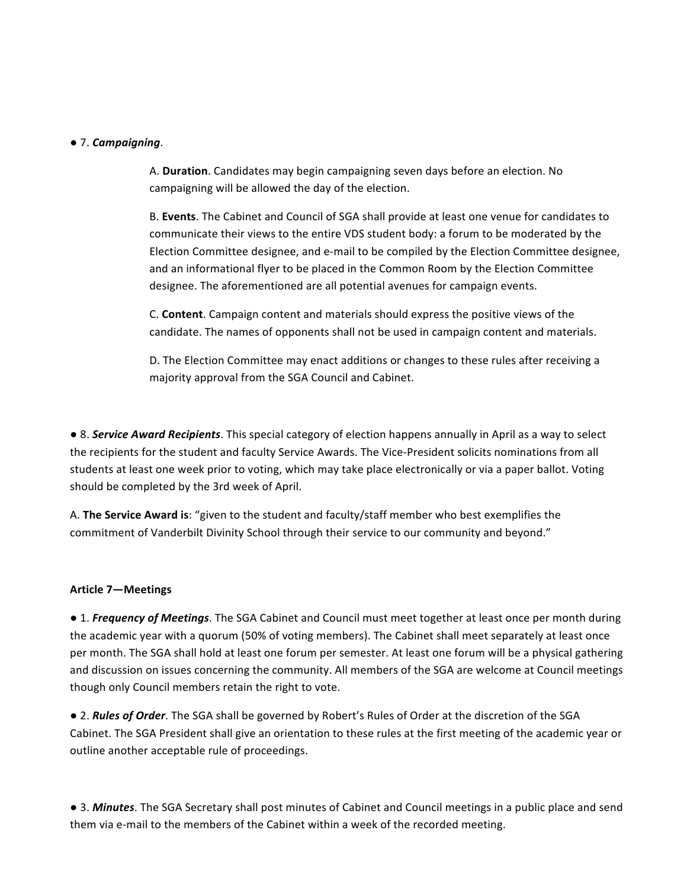● 7. ***Campaigning***.

A. **Duration**. Candidates may begin campaigning seven days before an election. No campaigning will be allowed the day of the election.

B. **Events**. The Cabinet and Council of SGA shall provide at least one venue for candidates to communicate their views to the entire VDS student body: a forum to be moderated by the Election Committee designee, and e-mail to be compiled by the Election Committee designee, and an informational flyer to be placed in the Common Room by the Election Committee designee. The aforementioned are all potential avenues for campaign events.

C. **Content**. Campaign content and materials should express the positive views of the candidate. The names of opponents shall not be used in campaign content and materials.

D. The Election Committee may enact additions or changes to these rules after receiving a majority approval from the SGA Council and Cabinet.

● 8. ***Service Award Recipients***. This special category of election happens annually in April as a way to select the recipients for the student and faculty Service Awards. The Vice-President solicits nominations from all students at least one week prior to voting, which may take place electronically or via a paper ballot. Voting should be completed by the 3rd week of April.

A. **The Service Award is**: "given to the student and faculty/staff member who best exemplifies the commitment of Vanderbilt Divinity School through their service to our community and beyond."

**Article 7—Meetings**

● 1. ***Frequency of Meetings***. The SGA Cabinet and Council must meet together at least once per month during the academic year with a quorum (50% of voting members). The Cabinet shall meet separately at least once per month. The SGA shall hold at least one forum per semester. At least one forum will be a physical gathering and discussion on issues concerning the community. All members of the SGA are welcome at Council meetings though only Council members retain the right to vote.

● 2. ***Rules of Order***. The SGA shall be governed by Robert's Rules of Order at the discretion of the SGA Cabinet. The SGA President shall give an orientation to these rules at the first meeting of the academic year or outline another acceptable rule of proceedings.

● 3. ***Minutes***. The SGA Secretary shall post minutes of Cabinet and Council meetings in a public place and send them via e-mail to the members of the Cabinet within a week of the recorded meeting.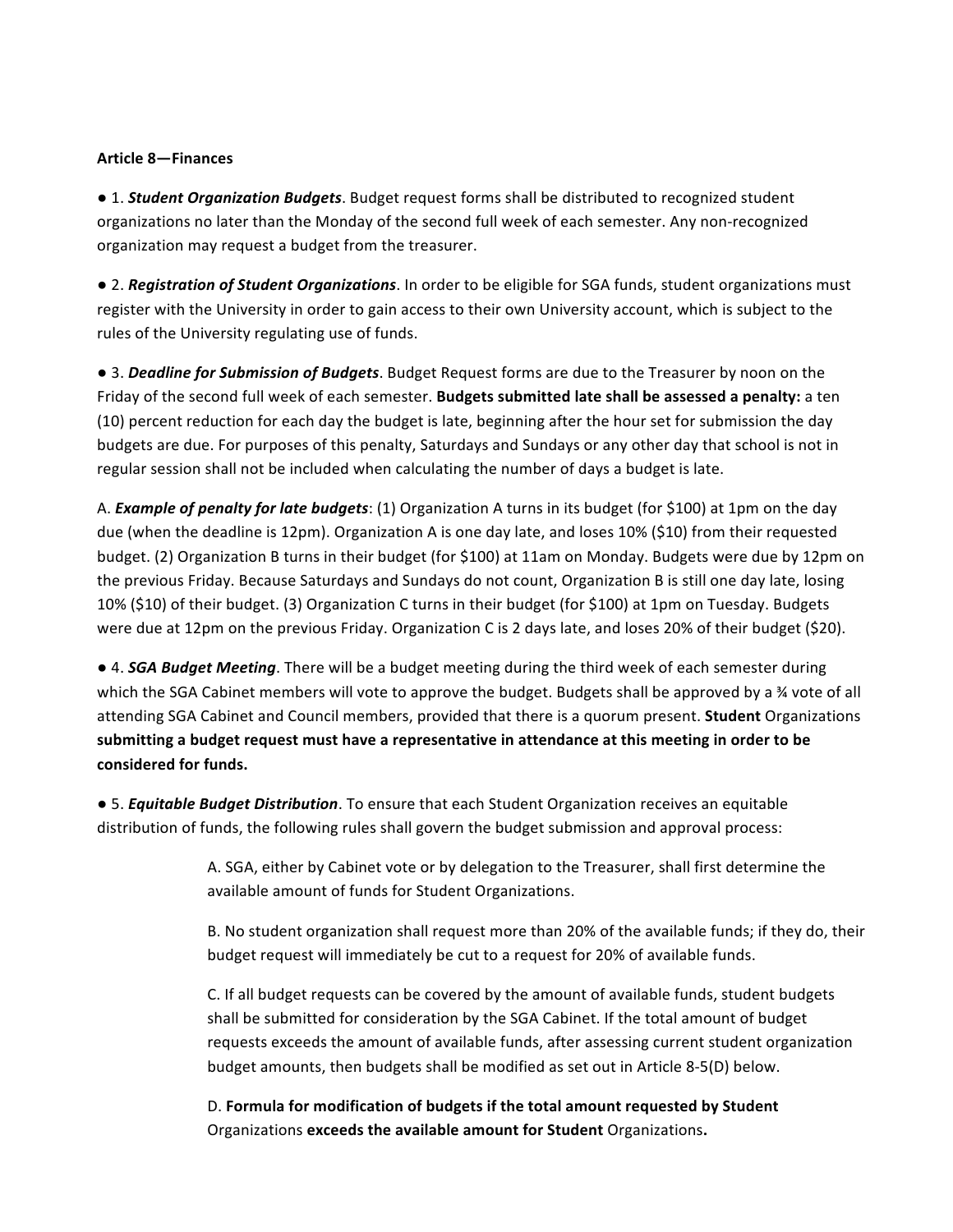**Article 8—Finances**

● 1. ***Student Organization Budgets***. Budget request forms shall be distributed to recognized student organizations no later than the Monday of the second full week of each semester. Any non-recognized organization may request a budget from the treasurer.

● 2. ***Registration of Student Organizations***. In order to be eligible for SGA funds, student organizations must register with the University in order to gain access to their own University account, which is subject to the rules of the University regulating use of funds.

● 3. ***Deadline for Submission of Budgets***. Budget Request forms are due to the Treasurer by noon on the Friday of the second full week of each semester. **Budgets submitted late shall be assessed a penalty:** a ten (10) percent reduction for each day the budget is late, beginning after the hour set for submission the day budgets are due. For purposes of this penalty, Saturdays and Sundays or any other day that school is not in regular session shall not be included when calculating the number of days a budget is late.

A. ***Example of penalty for late budgets***: (1) Organization A turns in its budget (for $100) at 1pm on the day due (when the deadline is 12pm). Organization A is one day late, and loses 10% ($10) from their requested budget. (2) Organization B turns in their budget (for $100) at 11am on Monday. Budgets were due by 12pm on the previous Friday. Because Saturdays and Sundays do not count, Organization B is still one day late, losing 10% ($10) of their budget. (3) Organization C turns in their budget (for $100) at 1pm on Tuesday. Budgets were due at 12pm on the previous Friday. Organization C is 2 days late, and loses 20% of their budget ($20).

● 4. ***SGA Budget Meeting***. There will be a budget meeting during the third week of each semester during which the SGA Cabinet members will vote to approve the budget. Budgets shall be approved by a ¾ vote of all attending SGA Cabinet and Council members, provided that there is a quorum present. **Student** Organizations **submitting a budget request must have a representative in attendance at this meeting in order to be considered for funds.**

● 5. ***Equitable Budget Distribution***. To ensure that each Student Organization receives an equitable distribution of funds, the following rules shall govern the budget submission and approval process:

> A. SGA, either by Cabinet vote or by delegation to the Treasurer, shall first determine the available amount of funds for Student Organizations.
>
> B. No student organization shall request more than 20% of the available funds; if they do, their budget request will immediately be cut to a request for 20% of available funds.
>
> C. If all budget requests can be covered by the amount of available funds, student budgets shall be submitted for consideration by the SGA Cabinet. If the total amount of budget requests exceeds the amount of available funds, after assessing current student organization budget amounts, then budgets shall be modified as set out in Article 8-5(D) below.
>
> D. **Formula for modification of budgets if the total amount requested by Student** Organizations **exceeds the available amount for Student** Organizations**.**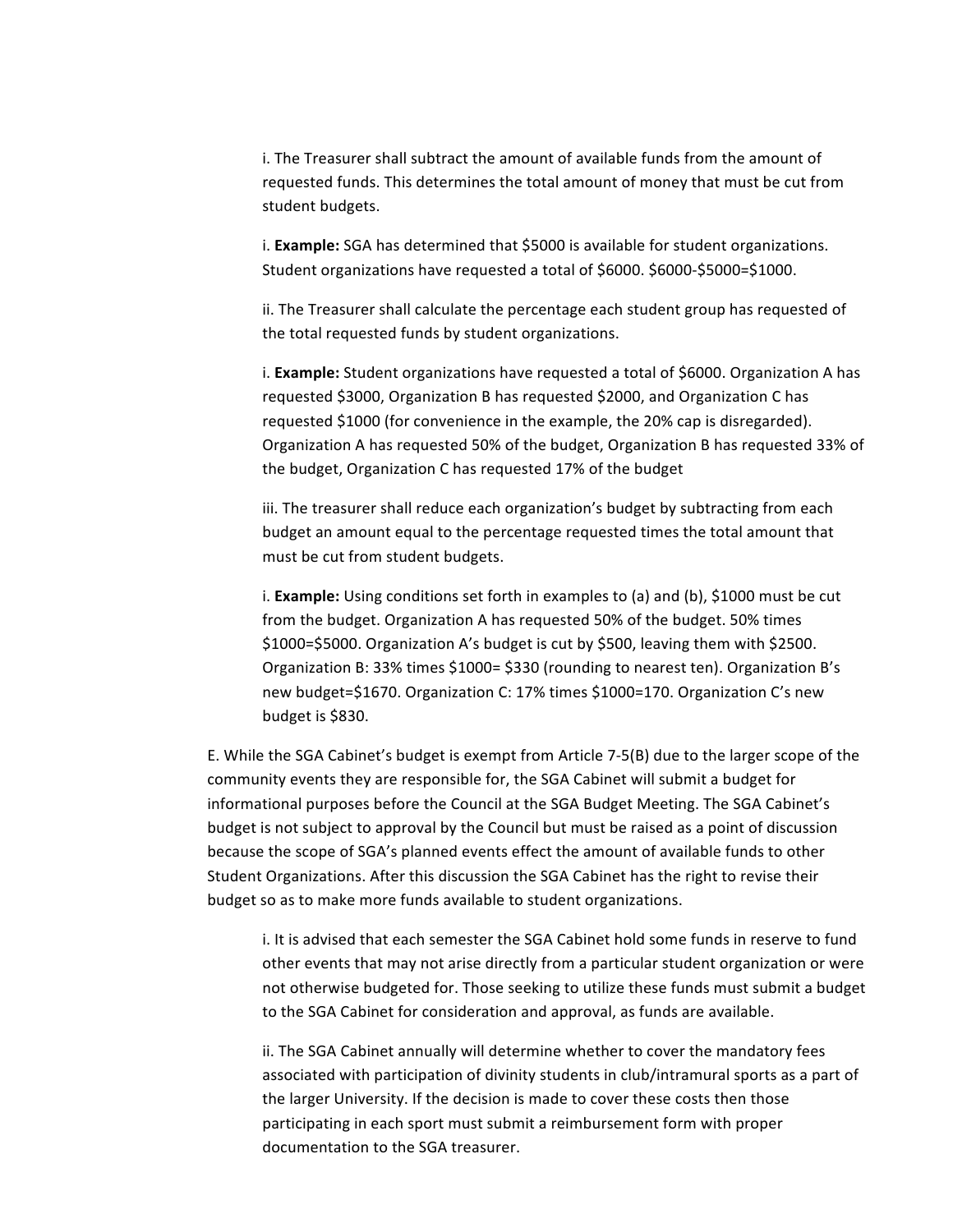i. The Treasurer shall subtract the amount of available funds from the amount of requested funds. This determines the total amount of money that must be cut from student budgets.

i. **Example:** SGA has determined that $5000 is available for student organizations. Student organizations have requested a total of $6000. $6000-$5000=$1000.

ii. The Treasurer shall calculate the percentage each student group has requested of the total requested funds by student organizations.

i. **Example:** Student organizations have requested a total of $6000. Organization A has requested $3000, Organization B has requested $2000, and Organization C has requested $1000 (for convenience in the example, the 20% cap is disregarded). Organization A has requested 50% of the budget, Organization B has requested 33% of the budget, Organization C has requested 17% of the budget

iii. The treasurer shall reduce each organization's budget by subtracting from each budget an amount equal to the percentage requested times the total amount that must be cut from student budgets.

i. **Example:** Using conditions set forth in examples to (a) and (b), $1000 must be cut from the budget. Organization A has requested 50% of the budget. 50% times $1000=$5000. Organization A's budget is cut by $500, leaving them with $2500. Organization B: 33% times $1000= $330 (rounding to nearest ten). Organization B's new budget=$1670. Organization C: 17% times $1000=170. Organization C's new budget is $830.

E. While the SGA Cabinet's budget is exempt from Article 7-5(B) due to the larger scope of the community events they are responsible for, the SGA Cabinet will submit a budget for informational purposes before the Council at the SGA Budget Meeting. The SGA Cabinet's budget is not subject to approval by the Council but must be raised as a point of discussion because the scope of SGA's planned events effect the amount of available funds to other Student Organizations. After this discussion the SGA Cabinet has the right to revise their budget so as to make more funds available to student organizations.

i. It is advised that each semester the SGA Cabinet hold some funds in reserve to fund other events that may not arise directly from a particular student organization or were not otherwise budgeted for. Those seeking to utilize these funds must submit a budget to the SGA Cabinet for consideration and approval, as funds are available.

ii. The SGA Cabinet annually will determine whether to cover the mandatory fees associated with participation of divinity students in club/intramural sports as a part of the larger University. If the decision is made to cover these costs then those participating in each sport must submit a reimbursement form with proper documentation to the SGA treasurer.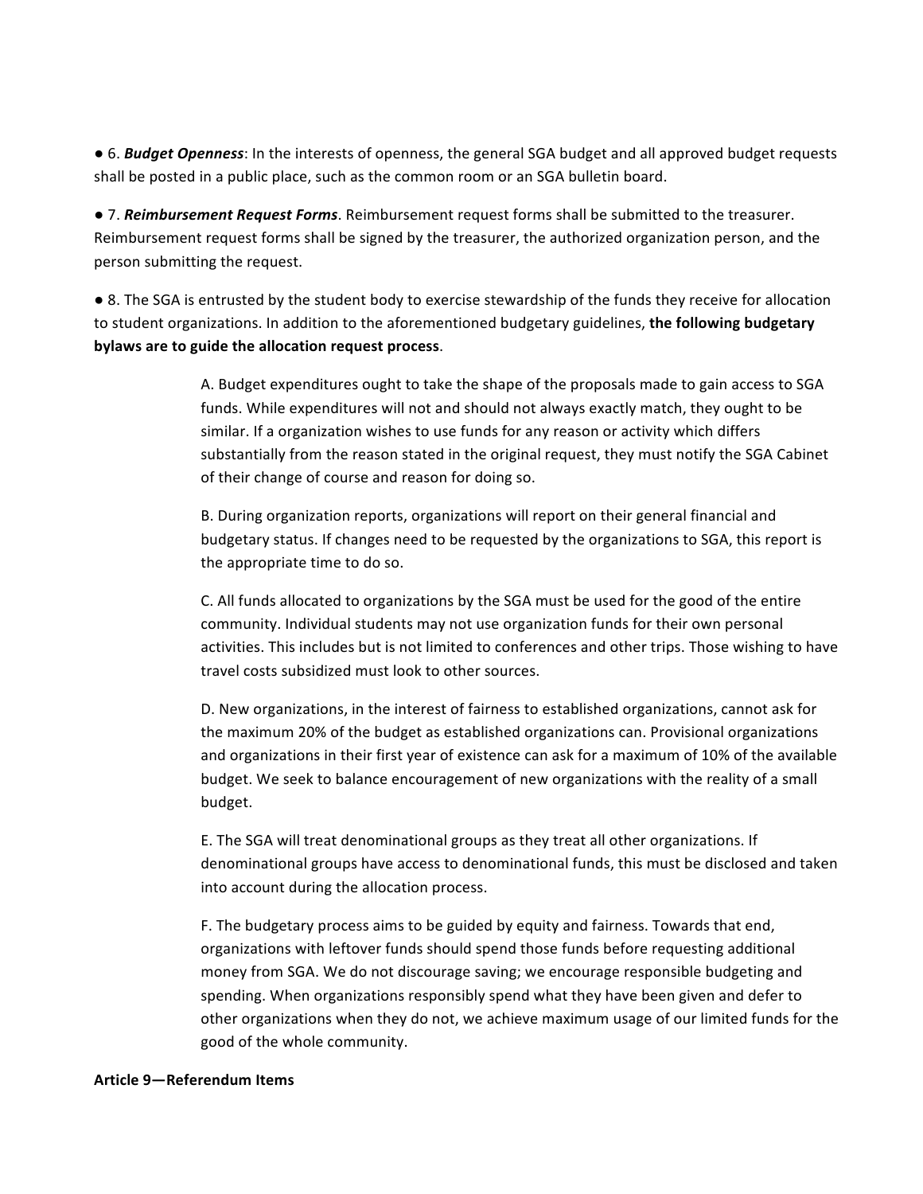● 6. ***Budget Openness***: In the interests of openness, the general SGA budget and all approved budget requests shall be posted in a public place, such as the common room or an SGA bulletin board.

● 7. ***Reimbursement Request Forms***. Reimbursement request forms shall be submitted to the treasurer. Reimbursement request forms shall be signed by the treasurer, the authorized organization person, and the person submitting the request.

● 8. The SGA is entrusted by the student body to exercise stewardship of the funds they receive for allocation to student organizations. In addition to the aforementioned budgetary guidelines, **the following budgetary bylaws are to guide the allocation request process**.

> A. Budget expenditures ought to take the shape of the proposals made to gain access to SGA funds. While expenditures will not and should not always exactly match, they ought to be similar. If a organization wishes to use funds for any reason or activity which differs substantially from the reason stated in the original request, they must notify the SGA Cabinet of their change of course and reason for doing so.
>
> B. During organization reports, organizations will report on their general financial and budgetary status. If changes need to be requested by the organizations to SGA, this report is the appropriate time to do so.
>
> C. All funds allocated to organizations by the SGA must be used for the good of the entire community. Individual students may not use organization funds for their own personal activities. This includes but is not limited to conferences and other trips. Those wishing to have travel costs subsidized must look to other sources.
>
> D. New organizations, in the interest of fairness to established organizations, cannot ask for the maximum 20% of the budget as established organizations can. Provisional organizations and organizations in their first year of existence can ask for a maximum of 10% of the available budget. We seek to balance encouragement of new organizations with the reality of a small budget.
>
> E. The SGA will treat denominational groups as they treat all other organizations. If denominational groups have access to denominational funds, this must be disclosed and taken into account during the allocation process.
>
> F. The budgetary process aims to be guided by equity and fairness. Towards that end, organizations with leftover funds should spend those funds before requesting additional money from SGA. We do not discourage saving; we encourage responsible budgeting and spending. When organizations responsibly spend what they have been given and defer to other organizations when they do not, we achieve maximum usage of our limited funds for the good of the whole community.

**Article 9—Referendum Items**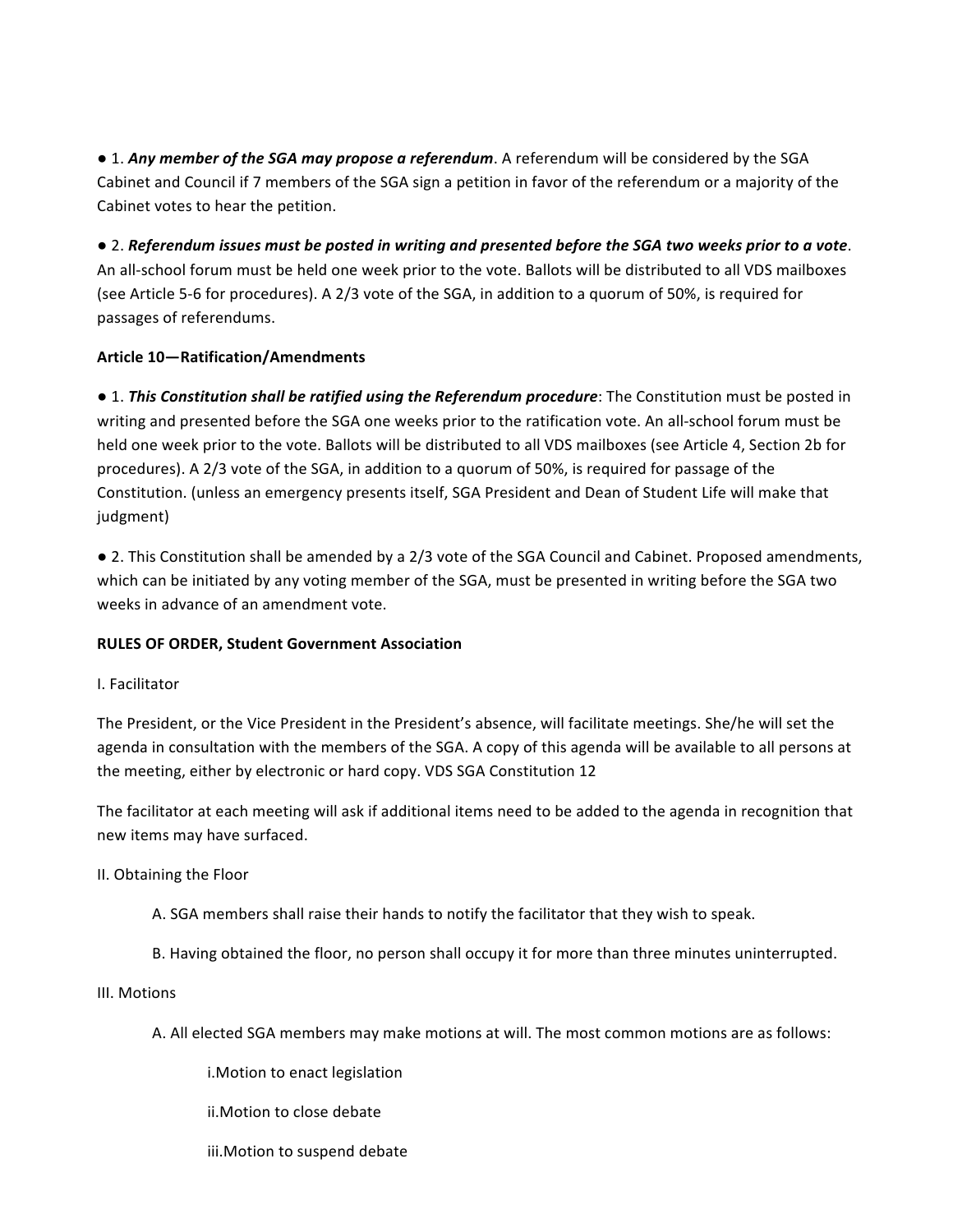- 1. ***Any member of the SGA may propose a referendum***. A referendum will be considered by the SGA Cabinet and Council if 7 members of the SGA sign a petition in favor of the referendum or a majority of the Cabinet votes to hear the petition.

- 2. ***Referendum issues must be posted in writing and presented before the SGA two weeks prior to a vote***. An all-school forum must be held one week prior to the vote. Ballots will be distributed to all VDS mailboxes (see Article 5-6 for procedures). A 2/3 vote of the SGA, in addition to a quorum of 50%, is required for passages of referendums.

**Article 10—Ratification/Amendments**

- 1. ***This Constitution shall be ratified using the Referendum procedure***: The Constitution must be posted in writing and presented before the SGA one weeks prior to the ratification vote. An all-school forum must be held one week prior to the vote. Ballots will be distributed to all VDS mailboxes (see Article 4, Section 2b for procedures). A 2/3 vote of the SGA, in addition to a quorum of 50%, is required for passage of the Constitution. (unless an emergency presents itself, SGA President and Dean of Student Life will make that judgment)

- 2. This Constitution shall be amended by a 2/3 vote of the SGA Council and Cabinet. Proposed amendments, which can be initiated by any voting member of the SGA, must be presented in writing before the SGA two weeks in advance of an amendment vote.

**RULES OF ORDER, Student Government Association**

I. Facilitator

The President, or the Vice President in the President's absence, will facilitate meetings. She/he will set the agenda in consultation with the members of the SGA. A copy of this agenda will be available to all persons at the meeting, either by electronic or hard copy. VDS SGA Constitution 12

The facilitator at each meeting will ask if additional items need to be added to the agenda in recognition that new items may have surfaced.

II. Obtaining the Floor

A. SGA members shall raise their hands to notify the facilitator that they wish to speak.

B. Having obtained the floor, no person shall occupy it for more than three minutes uninterrupted.

III. Motions

A. All elected SGA members may make motions at will. The most common motions are as follows:

i. Motion to enact legislation

ii. Motion to close debate

iii. Motion to suspend debate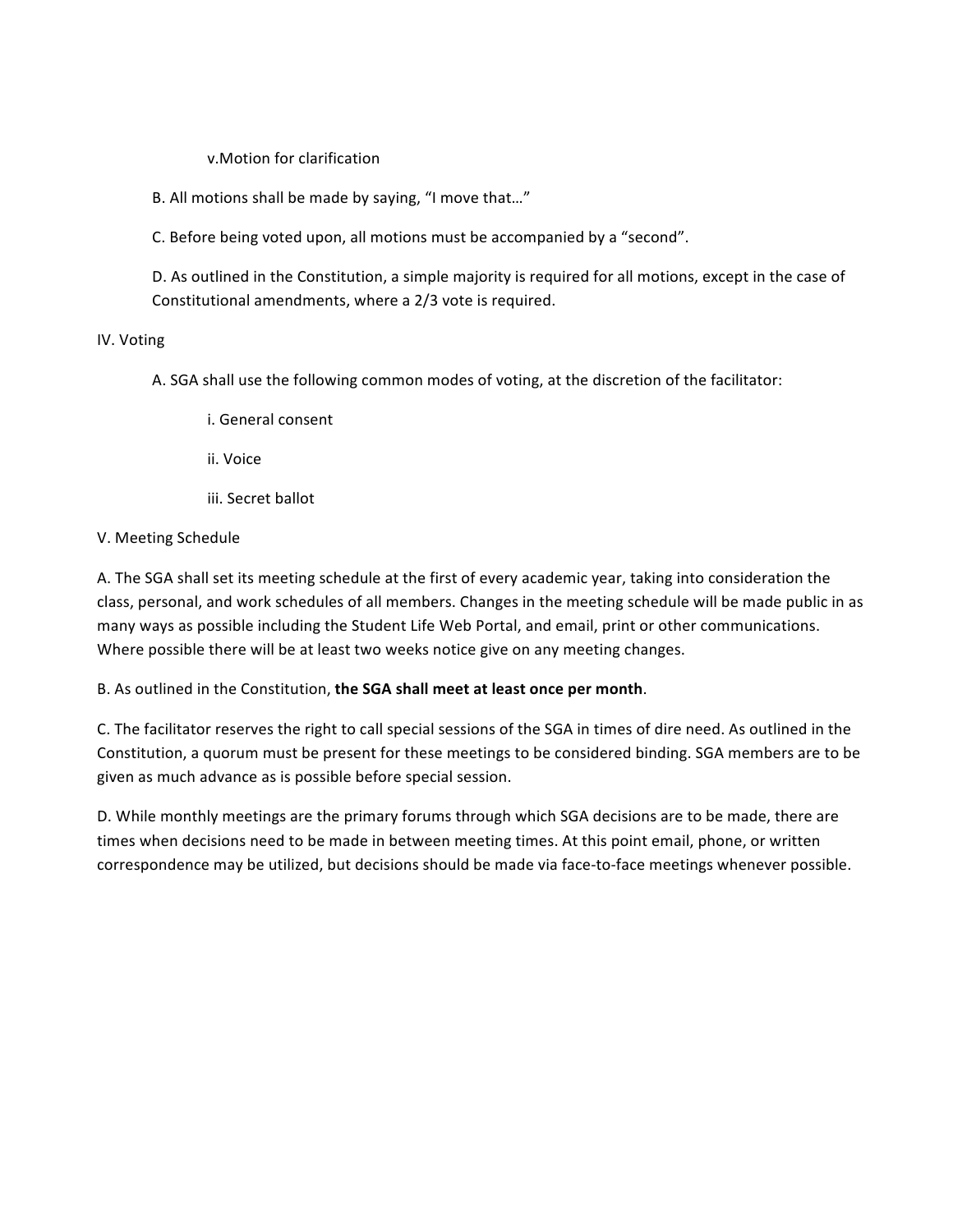v. Motion for clarification

B. All motions shall be made by saying, "I move that…"

C. Before being voted upon, all motions must be accompanied by a "second".

D. As outlined in the Constitution, a simple majority is required for all motions, except in the case of Constitutional amendments, where a 2/3 vote is required.

## IV. Voting

A. SGA shall use the following common modes of voting, at the discretion of the facilitator:

i. General consent

ii. Voice

iii. Secret ballot

## V. Meeting Schedule

A. The SGA shall set its meeting schedule at the first of every academic year, taking into consideration the class, personal, and work schedules of all members. Changes in the meeting schedule will be made public in as many ways as possible including the Student Life Web Portal, and email, print or other communications. Where possible there will be at least two weeks notice give on any meeting changes.

B. As outlined in the Constitution, **the SGA shall meet at least once per month**.

C. The facilitator reserves the right to call special sessions of the SGA in times of dire need. As outlined in the Constitution, a quorum must be present for these meetings to be considered binding. SGA members are to be given as much advance as is possible before special session.

D. While monthly meetings are the primary forums through which SGA decisions are to be made, there are times when decisions need to be made in between meeting times. At this point email, phone, or written correspondence may be utilized, but decisions should be made via face-to-face meetings whenever possible.